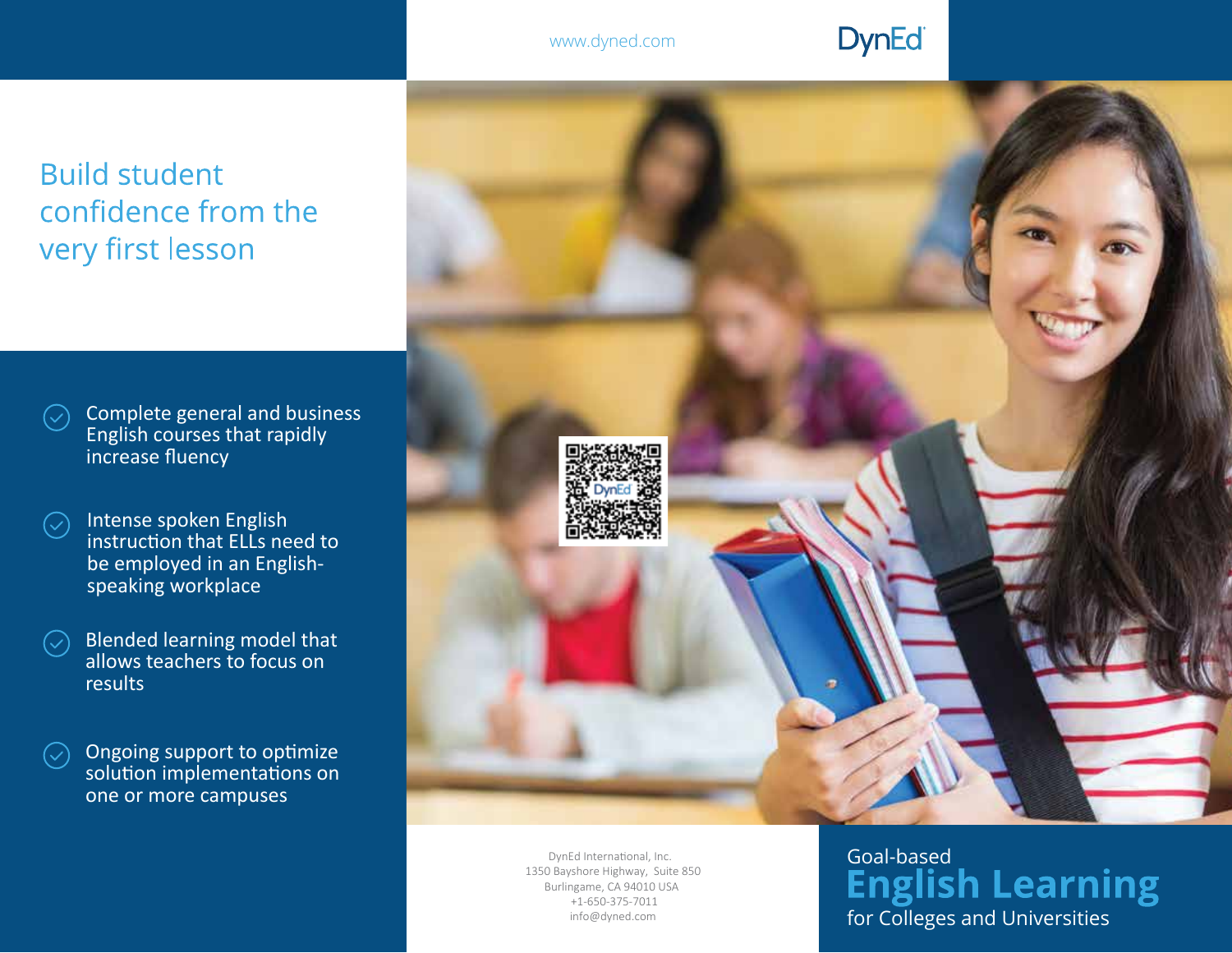www.dynED.com

DynEd

# Build student confidence from the very first lesson

- Complete general and business English courses that rapidly increase fluency
- Intense spoken English instruction that ELLs need to be employed in an English-speaking workplace
- Blended learning model that allows teachers to focus on results
- Ongoing support to optimize solution implementations on one or more campuses

DynEd International, Inc.  
1350 Bayshore Highway, Suite 850  
Burlingame, CA 94010 USA  
+1-650-375-7011  
info@dyned.com

Goal-based

# English Learning

for Colleges and Universities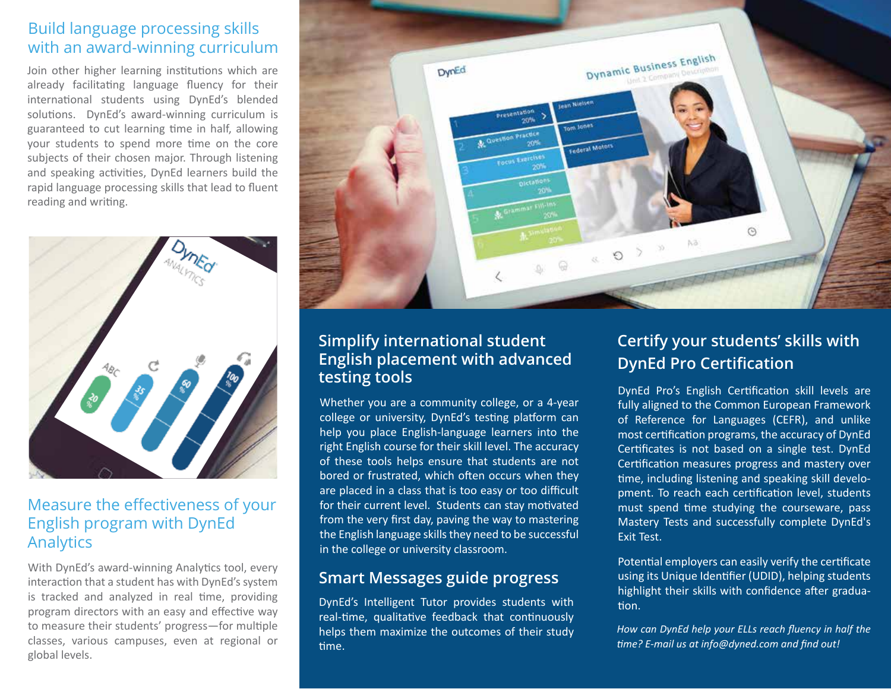## Build language processing skills with an award-winning curriculum

Join other higher learning institutions which are already facilitating language fluency for their international students using DynEd's blended solutions. DynEd's award-winning curriculum is guaranteed to cut learning time in half, allowing your students to spend more time on the core subjects of their chosen major. Through listening and speaking activities, DynEd learners build the rapid language processing skills that lead to fluent reading and writing.

## Measure the effectiveness of your English program with DynEd Analytics

With DynEd's award-winning Analytics tool, every interaction that a student has with DynEd's system is tracked and analyzed in real time, providing program directors with an easy and effective way to measure their students' progress—for multiple classes, various campuses, even at regional or global levels.

## Simplify international student English placement with advanced testing tools

Whether you are a community college, or a 4-year college or university, DynEd's testing platform can help you place English-language learners into the right English course for their skill level. The accuracy of these tools helps ensure that students are not bored or frustrated, which often occurs when they are placed in a class that is too easy or too difficult for their current level. Students can stay motivated from the very first day, paving the way to mastering the English language skills they need to be successful in the college or university classroom.

## Smart Messages guide progress

DynEd's Intelligent Tutor provides students with real-time, qualitative feedback that continuously helps them maximize the outcomes of their study time.

## Certify your students' skills with DynEd Pro Certification

DynEd Pro's English Certification skill levels are fully aligned to the Common European Framework of Reference for Languages (CEFR), and unlike most certification programs, the accuracy of DynEd Certificates is not based on a single test. DynEd Certification measures progress and mastery over time, including listening and speaking skill development. To reach each certification level, students must spend time studying the courseware, pass Mastery Tests and successfully complete DynEd's Exit Test.

Potential employers can easily verify the certificate using its Unique Identifier (UDID), helping students highlight their skills with confidence after graduation.

*How can DynEd help your ELLs reach fluency in half the time? E-mail us at info@dyned.com and find out!*